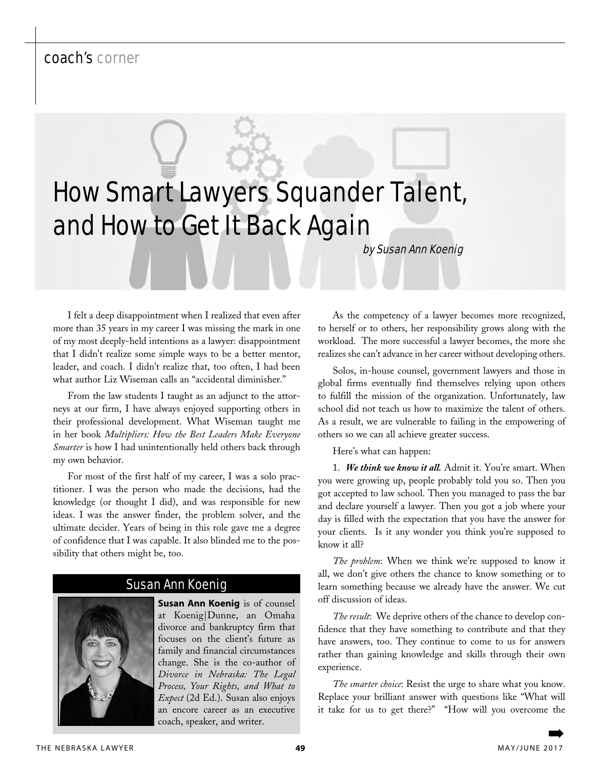coach's corner

# How Smart Lawyers Squander Talent, and How to Get It Back Again

*by Susan Ann Koenig*

I felt a deep disappointment when I realized that even after more than 35 years in my career I was missing the mark in one of my most deeply-held intentions as a lawyer: disappointment that I didn't realize some simple ways to be a better mentor, leader, and coach. I didn't realize that, too often, I had been what author Liz Wiseman calls an "accidental diminisher."

From the law students I taught as an adjunct to the attorneys at our firm, I have always enjoyed supporting others in their professional development. What Wiseman taught me in her book *Multipliers: How the Best Leaders Make Everyone Smarter* is how I had unintentionally held others back through my own behavior.

For most of the first half of my career, I was a solo practitioner. I was the person who made the decisions, had the knowledge (or thought I did), and was responsible for new ideas. I was the answer finder, the problem solver, and the ultimate decider. Years of being in this role gave me a degree of confidence that I was capable. It also blinded me to the possibility that others might be, too.

## Susan Ann Koenig

**Susan Ann Koenig** is of counsel at Koenig|Dunne, an Omaha divorce and bankruptcy firm that focuses on the client's future as family and financial circumstances change. She is the co-author of *Divorce in Nebraska: The Legal Process, Your Rights, and What to Expect* (2d Ed.). Susan also enjoys an encore career as an executive coach, speaker, and writer.

As the competency of a lawyer becomes more recognized, to herself or to others, her responsibility grows along with the workload. The more successful a lawyer becomes, the more she realizes she can't advance in her career without developing others.

Solos, in-house counsel, government lawyers and those in global firms eventually find themselves relying upon others to fulfill the mission of the organization. Unfortunately, law school did not teach us how to maximize the talent of others. As a result, we are vulnerable to failing in the empowering of others so we can all achieve greater success.

Here's what can happen:

1. ***We think we know it all.*** Admit it. You're smart. When you were growing up, people probably told you so. Then you got accepted to law school. Then you managed to pass the bar and declare yourself a lawyer. Then you got a job where your day is filled with the expectation that you have the answer for your clients. Is it any wonder you think you're supposed to know it all?

*The problem*: When we think we're supposed to know it all, we don't give others the chance to know something or to learn something because we already have the answer. We cut off discussion of ideas.

*The result*: We deprive others of the chance to develop confidence that they have something to contribute and that they have answers, too. They continue to come to us for answers rather than gaining knowledge and skills through their own experience.

*The smarter choice*: Resist the urge to share what you know. Replace your brilliant answer with questions like "What will it take for us to get there?" "How will you overcome the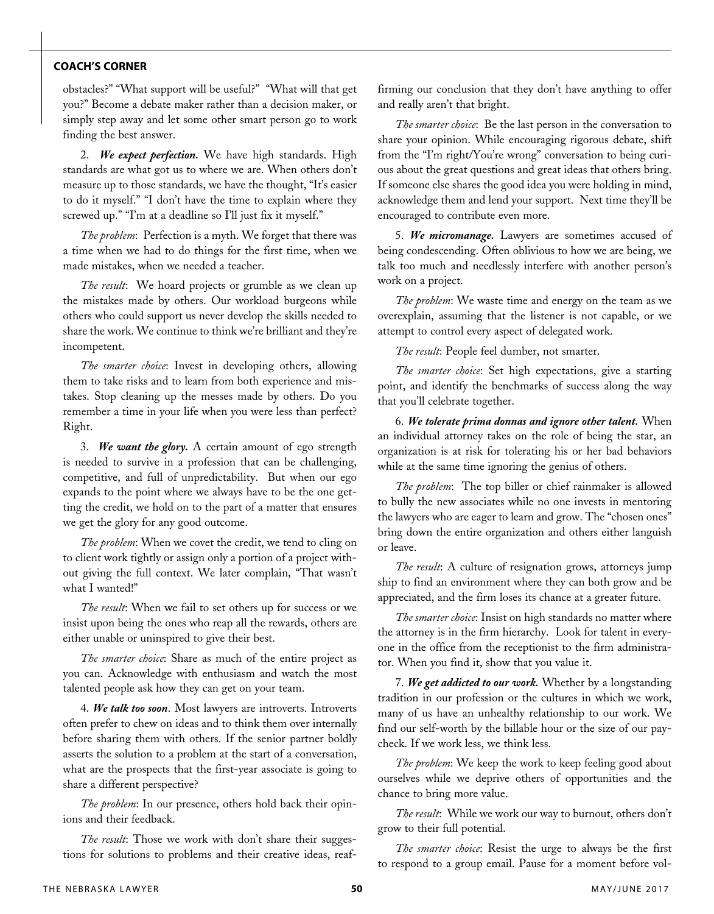obstacles?" "What support will be useful?" "What will that get you?" Become a debate maker rather than a decision maker, or simply step away and let some other smart person go to work finding the best answer.

2. ***We expect perfection.*** We have high standards. High standards are what got us to where we are. When others don't measure up to those standards, we have the thought, "It's easier to do it myself." "I don't have the time to explain where they screwed up." "I'm at a deadline so I'll just fix it myself."

*The problem*: Perfection is a myth. We forget that there was a time when we had to do things for the first time, when we made mistakes, when we needed a teacher.

*The result*: We hoard projects or grumble as we clean up the mistakes made by others. Our workload burgeons while others who could support us never develop the skills needed to share the work. We continue to think we're brilliant and they're incompetent.

*The smarter choice*: Invest in developing others, allowing them to take risks and to learn from both experience and mistakes. Stop cleaning up the messes made by others. Do you remember a time in your life when you were less than perfect? Right.

3. ***We want the glory.*** A certain amount of ego strength is needed to survive in a profession that can be challenging, competitive, and full of unpredictability. But when our ego expands to the point where we always have to be the one getting the credit, we hold on to the part of a matter that ensures we get the glory for any good outcome.

*The problem*: When we covet the credit, we tend to cling on to client work tightly or assign only a portion of a project without giving the full context. We later complain, "That wasn't what I wanted!"

*The result*: When we fail to set others up for success or we insist upon being the ones who reap all the rewards, others are either unable or uninspired to give their best.

*The smarter choice*: Share as much of the entire project as you can. Acknowledge with enthusiasm and watch the most talented people ask how they can get on your team.

4. ***We talk too soon***. Most lawyers are introverts. Introverts often prefer to chew on ideas and to think them over internally before sharing them with others. If the senior partner boldly asserts the solution to a problem at the start of a conversation, what are the prospects that the first-year associate is going to share a different perspective?

*The problem*: In our presence, others hold back their opinions and their feedback.

*The result*: Those we work with don't share their suggestions for solutions to problems and their creative ideas, reaffirming our conclusion that they don't have anything to offer and really aren't that bright.

*The smarter choice*: Be the last person in the conversation to share your opinion. While encouraging rigorous debate, shift from the "I'm right/You're wrong" conversation to being curious about the great questions and great ideas that others bring. If someone else shares the good idea you were holding in mind, acknowledge them and lend your support. Next time they'll be encouraged to contribute even more.

5. ***We micromanage.*** Lawyers are sometimes accused of being condescending. Often oblivious to how we are being, we talk too much and needlessly interfere with another person's work on a project.

*The problem*: We waste time and energy on the team as we overexplain, assuming that the listener is not capable, or we attempt to control every aspect of delegated work.

*The result*: People feel dumber, not smarter.

*The smarter choice*: Set high expectations, give a starting point, and identify the benchmarks of success along the way that you'll celebrate together.

6. ***We tolerate prima donnas and ignore other talent.*** When an individual attorney takes on the role of being the star, an organization is at risk for tolerating his or her bad behaviors while at the same time ignoring the genius of others.

*The problem*: The top biller or chief rainmaker is allowed to bully the new associates while no one invests in mentoring the lawyers who are eager to learn and grow. The "chosen ones" bring down the entire organization and others either languish or leave.

*The result*: A culture of resignation grows, attorneys jump ship to find an environment where they can both grow and be appreciated, and the firm loses its chance at a greater future.

*The smarter choice*: Insist on high standards no matter where the attorney is in the firm hierarchy. Look for talent in everyone in the office from the receptionist to the firm administrator. When you find it, show that you value it.

7. ***We get addicted to our work.*** Whether by a longstanding tradition in our profession or the cultures in which we work, many of us have an unhealthy relationship to our work. We find our self-worth by the billable hour or the size of our paycheck. If we work less, we think less.

*The problem*: We keep the work to keep feeling good about ourselves while we deprive others of opportunities and the chance to bring more value.

*The result*: While we work our way to burnout, others don't grow to their full potential.

*The smarter choice*: Resist the urge to always be the first to respond to a group email. Pause for a moment before vol-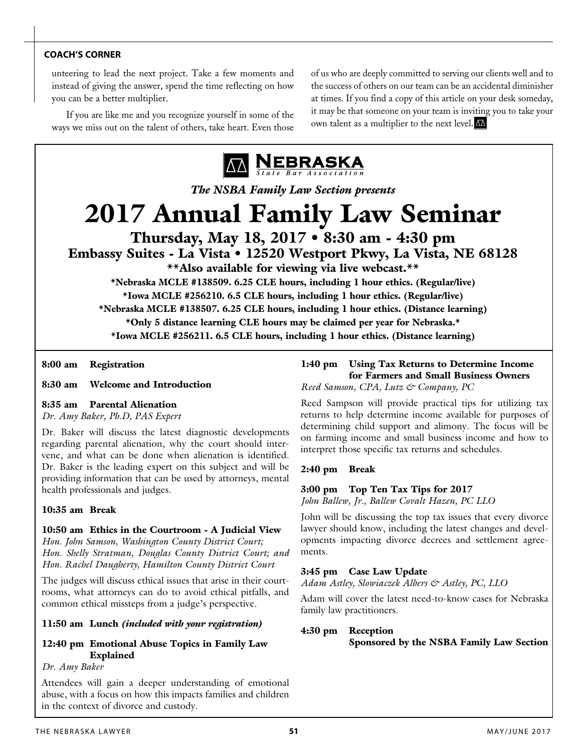unteering to lead the next project. Take a few moments and instead of giving the answer, spend the time reflecting on how you can be a better multiplier.

If you are like me and you recognize yourself in some of the ways we miss out on the talent of others, take heart. Even those of us who are deeply committed to serving our clients well and to the success of others on our team can be an accidental diminisher at times. If you find a copy of this article on your desk someday, it may be that someone on your team is inviting you to take your own talent as a multiplier to the next level.

---

**NEBRASKA** State Bar Association

***The NSBA Family Law Section presents***

# 2017 Annual Family Law Seminar

## Thursday, May 18, 2017 • 8:30 am - 4:30 pm

### Embassy Suites - La Vista • 12520 Westport Pkwy, La Vista, NE 68128

**\*\*Also available for viewing via live webcast.\*\***

**\*Nebraska MCLE #138509. 6.25 CLE hours, including 1 hour ethics. (Regular/live)**

**\*Iowa MCLE #256210. 6.5 CLE hours, including 1 hour ethics. (Regular/live)**

**\*Nebraska MCLE #138507. 6.25 CLE hours, including 1 hour ethics. (Distance learning)**

**\*Only 5 distance learning CLE hours may be claimed per year for Nebraska.\***

**\*Iowa MCLE #256211. 6.5 CLE hours, including 1 hour ethics. (Distance learning)**

**8:00 am Registration**

**8:30 am Welcome and Introduction**

**8:35 am Parental Alienation**

*Dr. Amy Baker, Ph.D, PAS Expert*

Dr. Baker will discuss the latest diagnostic developments regarding parental alienation, why the court should intervene, and what can be done when alienation is identified. Dr. Baker is the leading expert on this subject and will be providing information that can be used by attorneys, mental health professionals and judges.

**10:35 am Break**

**10:50 am Ethics in the Courtroom - A Judicial View**

*Hon. John Samson, Washington County District Court; Hon. Shelly Stratman, Douglas County District Court; and Hon. Rachel Daugherty, Hamilton County District Court*

The judges will discuss ethical issues that arise in their courtrooms, what attorneys can do to avoid ethical pitfalls, and common ethical missteps from a judge's perspective.

**11:50 am Lunch *(included with your registration)***

**12:40 pm Emotional Abuse Topics in Family Law Explained**

*Dr. Amy Baker*

Attendees will gain a deeper understanding of emotional abuse, with a focus on how this impacts families and children in the context of divorce and custody.

**1:40 pm Using Tax Returns to Determine Income for Farmers and Small Business Owners**

*Reed Samson, CPA, Lutz & Company, PC*

Reed Sampson will provide practical tips for utilizing tax returns to help determine income available for purposes of determining child support and alimony. The focus will be on farming income and small business income and how to interpret those specific tax returns and schedules.

**2:40 pm Break**

**3:00 pm Top Ten Tax Tips for 2017**

*John Ballew, Jr., Ballew Covalt Hazen, PC LLO*

John will be discussing the top tax issues that every divorce lawyer should know, including the latest changes and developments impacting divorce decrees and settlement agreements.

**3:45 pm Case Law Update**

*Adam Astley, Slowiaczek Albers & Astley, PC, LLO*

Adam will cover the latest need-to-know cases for Nebraska family law practitioners.

**4:30 pm Reception**
**Sponsored by the NSBA Family Law Section**